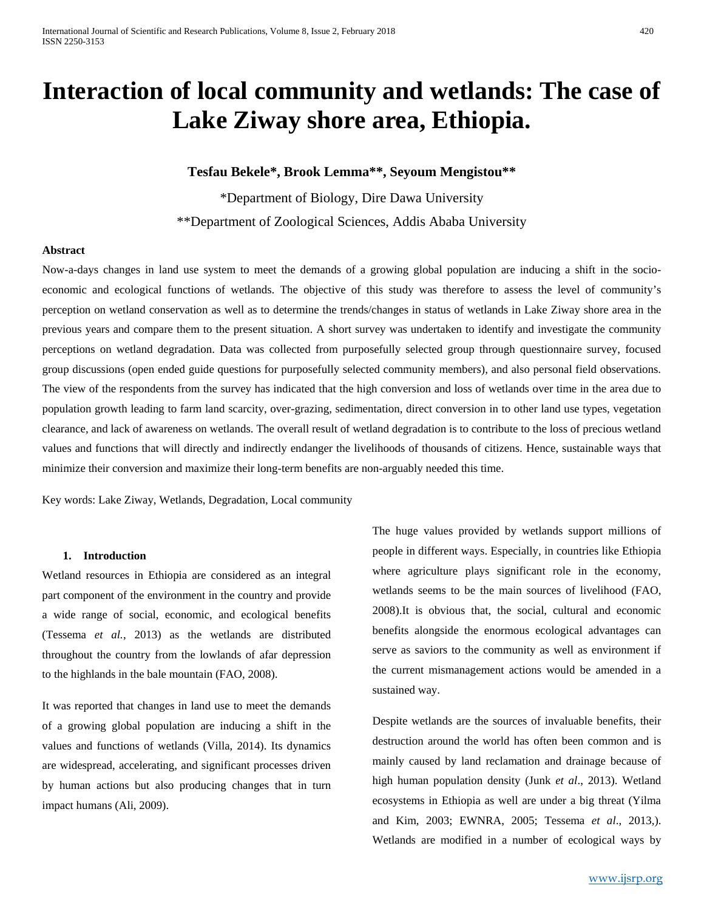# Interaction of local community and wetlands: The case of Lake Ziway shore area, Ethiopia.

**Tesfau Bekele*, Brook Lemma**, Seyoum Mengistou****

*Department of Biology, Dire Dawa University

**Department of Zoological Sciences, Addis Ababa University

**Abstract**

Now-a-days changes in land use system to meet the demands of a growing global population are inducing a shift in the socio-economic and ecological functions of wetlands. The objective of this study was therefore to assess the level of community's perception on wetland conservation as well as to determine the trends/changes in status of wetlands in Lake Ziway shore area in the previous years and compare them to the present situation. A short survey was undertaken to identify and investigate the community perceptions on wetland degradation. Data was collected from purposefully selected group through questionnaire survey, focused group discussions (open ended guide questions for purposefully selected community members), and also personal field observations. The view of the respondents from the survey has indicated that the high conversion and loss of wetlands over time in the area due to population growth leading to farm land scarcity, over-grazing, sedimentation, direct conversion in to other land use types, vegetation clearance, and lack of awareness on wetlands. The overall result of wetland degradation is to contribute to the loss of precious wetland values and functions that will directly and indirectly endanger the livelihoods of thousands of citizens. Hence, sustainable ways that minimize their conversion and maximize their long-term benefits are non-arguably needed this time.

Key words: Lake Ziway, Wetlands, Degradation, Local community

## 1. Introduction

Wetland resources in Ethiopia are considered as an integral part component of the environment in the country and provide a wide range of social, economic, and ecological benefits (Tessema *et al.*, 2013) as the wetlands are distributed throughout the country from the lowlands of afar depression to the highlands in the bale mountain (FAO, 2008).

It was reported that changes in land use to meet the demands of a growing global population are inducing a shift in the values and functions of wetlands (Villa, 2014). Its dynamics are widespread, accelerating, and significant processes driven by human actions but also producing changes that in turn impact humans (Ali, 2009).

The huge values provided by wetlands support millions of people in different ways. Especially, in countries like Ethiopia where agriculture plays significant role in the economy, wetlands seems to be the main sources of livelihood (FAO, 2008).It is obvious that, the social, cultural and economic benefits alongside the enormous ecological advantages can serve as saviors to the community as well as environment if the current mismanagement actions would be amended in a sustained way.

Despite wetlands are the sources of invaluable benefits, their destruction around the world has often been common and is mainly caused by land reclamation and drainage because of high human population density (Junk *et al*., 2013). Wetland ecosystems in Ethiopia as well are under a big threat (Yilma and Kim, 2003; EWNRA, 2005; Tessema *et al*., 2013,). Wetlands are modified in a number of ecological ways by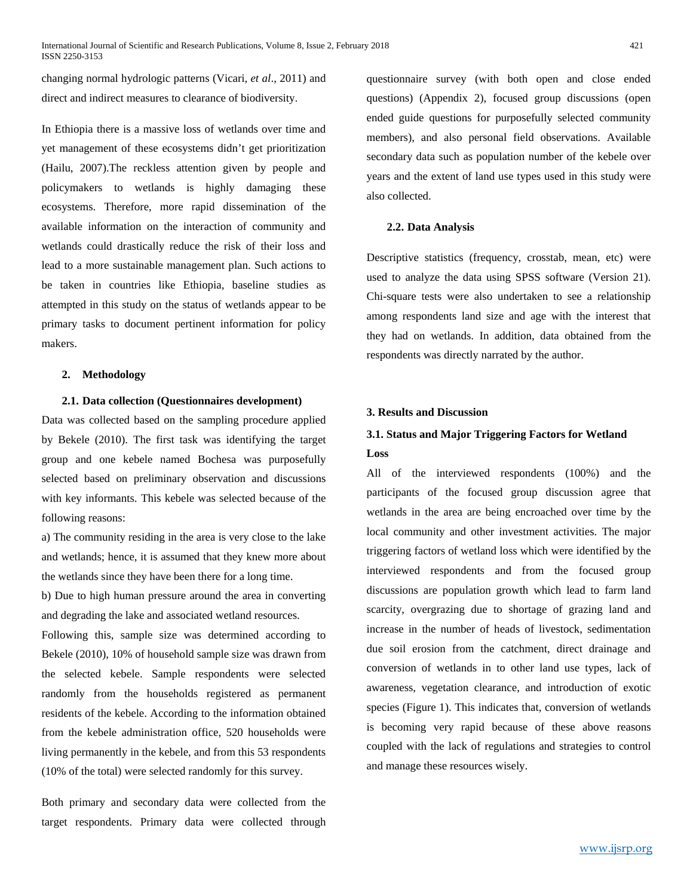changing normal hydrologic patterns (Vicari, *et al*., 2011) and direct and indirect measures to clearance of biodiversity.

In Ethiopia there is a massive loss of wetlands over time and yet management of these ecosystems didn't get prioritization (Hailu, 2007).The reckless attention given by people and policymakers to wetlands is highly damaging these ecosystems. Therefore, more rapid dissemination of the available information on the interaction of community and wetlands could drastically reduce the risk of their loss and lead to a more sustainable management plan. Such actions to be taken in countries like Ethiopia, baseline studies as attempted in this study on the status of wetlands appear to be primary tasks to document pertinent information for policy makers.

## 2. Methodology

### 2.1. Data collection (Questionnaires development)

Data was collected based on the sampling procedure applied by Bekele (2010). The first task was identifying the target group and one kebele named Bochesa was purposefully selected based on preliminary observation and discussions with key informants. This kebele was selected because of the following reasons:

a) The community residing in the area is very close to the lake and wetlands; hence, it is assumed that they knew more about the wetlands since they have been there for a long time.

b) Due to high human pressure around the area in converting and degrading the lake and associated wetland resources.

Following this, sample size was determined according to Bekele (2010), 10% of household sample size was drawn from the selected kebele. Sample respondents were selected randomly from the households registered as permanent residents of the kebele. According to the information obtained from the kebele administration office, 520 households were living permanently in the kebele, and from this 53 respondents (10% of the total) were selected randomly for this survey.

Both primary and secondary data were collected from the target respondents. Primary data were collected through questionnaire survey (with both open and close ended questions) (Appendix 2), focused group discussions (open ended guide questions for purposefully selected community members), and also personal field observations. Available secondary data such as population number of the kebele over years and the extent of land use types used in this study were also collected.

### 2.2. Data Analysis

Descriptive statistics (frequency, crosstab, mean, etc) were used to analyze the data using SPSS software (Version 21). Chi-square tests were also undertaken to see a relationship among respondents land size and age with the interest that they had on wetlands. In addition, data obtained from the respondents was directly narrated by the author.

## 3. Results and Discussion

### 3.1. Status and Major Triggering Factors for Wetland Loss

All of the interviewed respondents (100%) and the participants of the focused group discussion agree that wetlands in the area are being encroached over time by the local community and other investment activities. The major triggering factors of wetland loss which were identified by the interviewed respondents and from the focused group discussions are population growth which lead to farm land scarcity, overgrazing due to shortage of grazing land and increase in the number of heads of livestock, sedimentation due soil erosion from the catchment, direct drainage and conversion of wetlands in to other land use types, lack of awareness, vegetation clearance, and introduction of exotic species (Figure 1). This indicates that, conversion of wetlands is becoming very rapid because of these above reasons coupled with the lack of regulations and strategies to control and manage these resources wisely.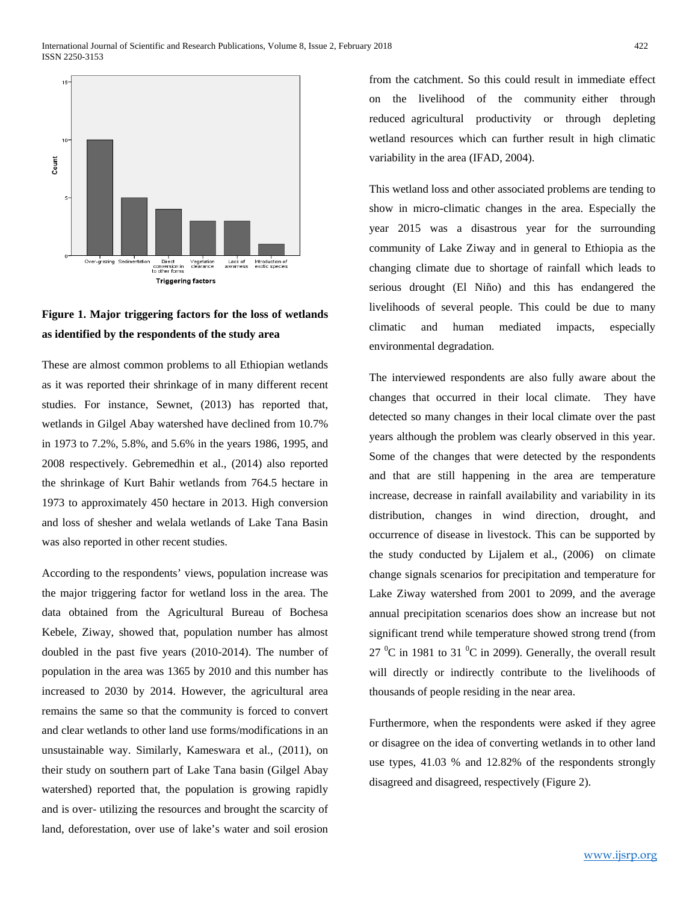**Figure 1. Major triggering factors for the loss of wetlands as identified by the respondents of the study area**

These are almost common problems to all Ethiopian wetlands as it was reported their shrinkage of in many different recent studies. For instance, Sewnet, (2013) has reported that, wetlands in Gilgel Abay watershed have declined from 10.7% in 1973 to 7.2%, 5.8%, and 5.6% in the years 1986, 1995, and 2008 respectively. Gebremedhin et al., (2014) also reported the shrinkage of Kurt Bahir wetlands from 764.5 hectare in 1973 to approximately 450 hectare in 2013. High conversion and loss of shesher and welala wetlands of Lake Tana Basin was also reported in other recent studies.

According to the respondents' views, population increase was the major triggering factor for wetland loss in the area. The data obtained from the Agricultural Bureau of Bochesa Kebele, Ziway, showed that, population number has almost doubled in the past five years (2010-2014). The number of population in the area was 1365 by 2010 and this number has increased to 2030 by 2014. However, the agricultural area remains the same so that the community is forced to convert and clear wetlands to other land use forms/modifications in an unsustainable way. Similarly, Kameswara et al., (2011), on their study on southern part of Lake Tana basin (Gilgel Abay watershed) reported that, the population is growing rapidly and is over- utilizing the resources and brought the scarcity of land, deforestation, over use of lake's water and soil erosion from the catchment. So this could result in immediate effect on the livelihood of the community either through reduced agricultural productivity or through depleting wetland resources which can further result in high climatic variability in the area (IFAD, 2004).

This wetland loss and other associated problems are tending to show in micro-climatic changes in the area. Especially the year 2015 was a disastrous year for the surrounding community of Lake Ziway and in general to Ethiopia as the changing climate due to shortage of rainfall which leads to serious drought (El Niño) and this has endangered the livelihoods of several people. This could be due to many climatic and human mediated impacts, especially environmental degradation.

The interviewed respondents are also fully aware about the changes that occurred in their local climate. They have detected so many changes in their local climate over the past years although the problem was clearly observed in this year. Some of the changes that were detected by the respondents and that are still happening in the area are temperature increase, decrease in rainfall availability and variability in its distribution, changes in wind direction, drought, and occurrence of disease in livestock. This can be supported by the study conducted by Lijalem et al., (2006) on climate change signals scenarios for precipitation and temperature for Lake Ziway watershed from 2001 to 2099, and the average annual precipitation scenarios does show an increase but not significant trend while temperature showed strong trend (from 27 $^0$C in 1981 to 31 $^0$C in 2099). Generally, the overall result will directly or indirectly contribute to the livelihoods of thousands of people residing in the near area.

Furthermore, when the respondents were asked if they agree or disagree on the idea of converting wetlands in to other land use types, 41.03 % and 12.82% of the respondents strongly disagreed and disagreed, respectively (Figure 2).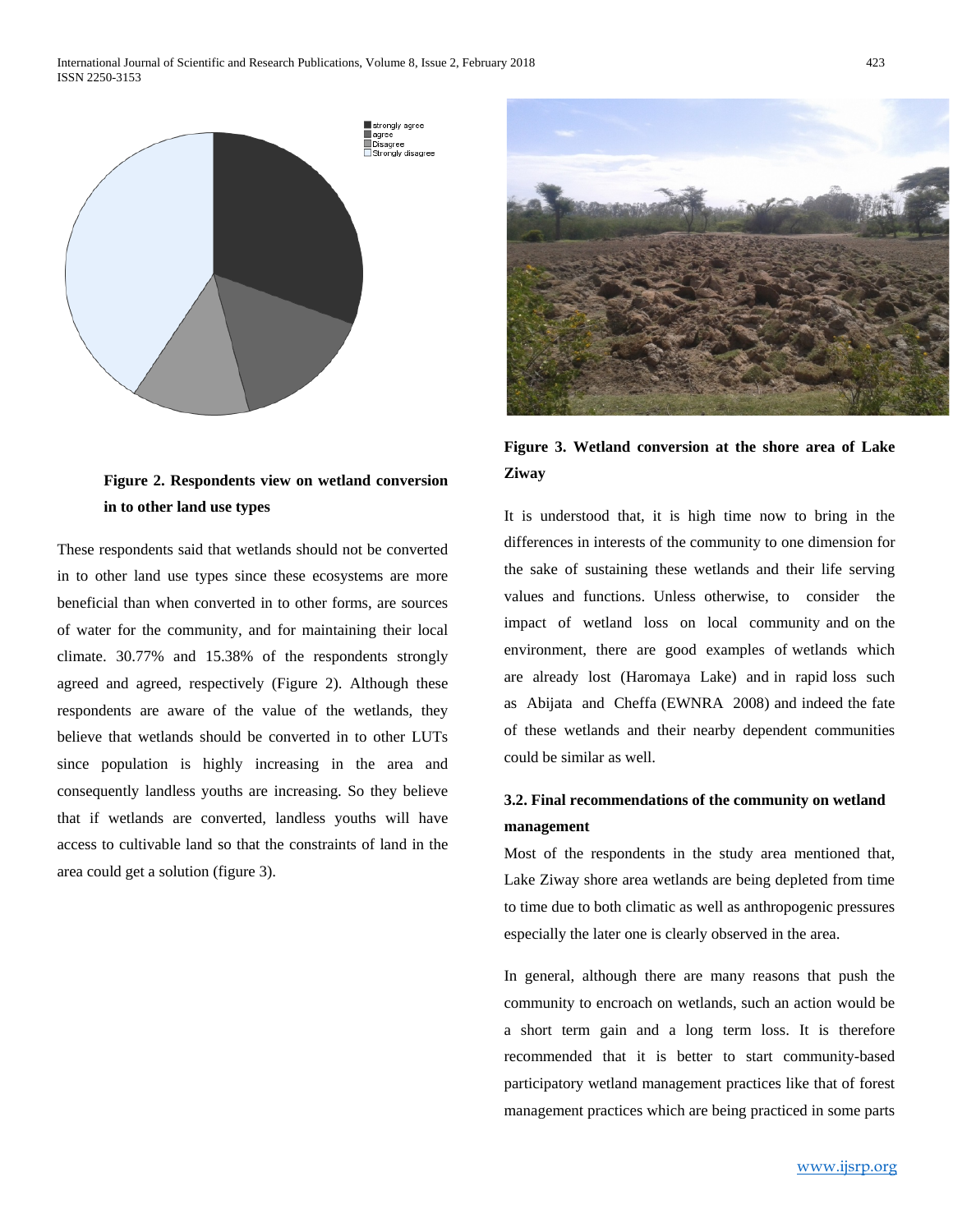Figure 2. Respondents view on wetland conversion in to other land use types

These respondents said that wetlands should not be converted in to other land use types since these ecosystems are more beneficial than when converted in to other forms, are sources of water for the community, and for maintaining their local climate. 30.77% and 15.38% of the respondents strongly agreed and agreed, respectively (Figure 2). Although these respondents are aware of the value of the wetlands, they believe that wetlands should be converted in to other LUTs since population is highly increasing in the area and consequently landless youths are increasing. So they believe that if wetlands are converted, landless youths will have access to cultivable land so that the constraints of land in the area could get a solution (figure 3).

**Figure 3. Wetland conversion at the shore area of Lake Ziway**

It is understood that, it is high time now to bring in the differences in interests of the community to one dimension for the sake of sustaining these wetlands and their life serving values and functions. Unless otherwise, to consider the impact of wetland loss on local community and on the environment, there are good examples of wetlands which are already lost (Haromaya Lake) and in rapid loss such as Abijata and Cheffa (EWNRA 2008) and indeed the fate of these wetlands and their nearby dependent communities could be similar as well.

### 3.2. Final recommendations of the community on wetland management

Most of the respondents in the study area mentioned that, Lake Ziway shore area wetlands are being depleted from time to time due to both climatic as well as anthropogenic pressures especially the later one is clearly observed in the area.

In general, although there are many reasons that push the community to encroach on wetlands, such an action would be a short term gain and a long term loss. It is therefore recommended that it is better to start community-based participatory wetland management practices like that of forest management practices which are being practiced in some parts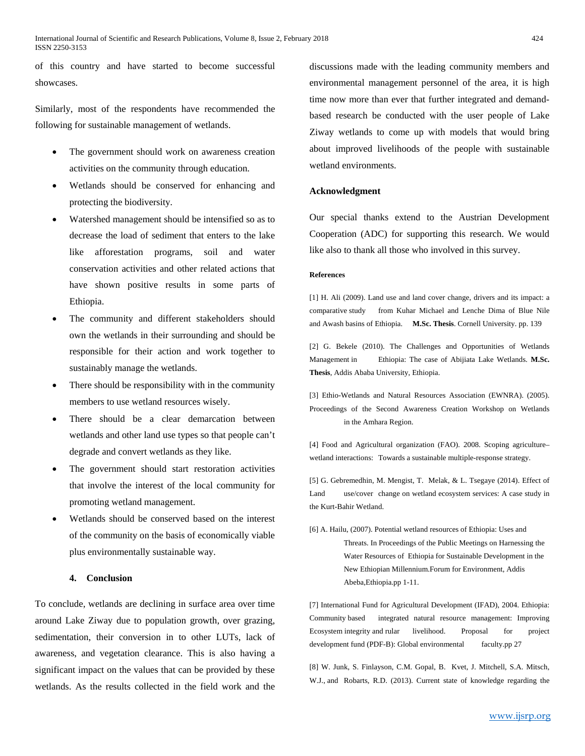of this country and have started to become successful showcases.

Similarly, most of the respondents have recommended the following for sustainable management of wetlands.

- The government should work on awareness creation activities on the community through education.
- Wetlands should be conserved for enhancing and protecting the biodiversity.
- Watershed management should be intensified so as to decrease the load of sediment that enters to the lake like afforestation programs, soil and water conservation activities and other related actions that have shown positive results in some parts of Ethiopia.
- The community and different stakeholders should own the wetlands in their surrounding and should be responsible for their action and work together to sustainably manage the wetlands.
- There should be responsibility with in the community members to use wetland resources wisely.
- There should be a clear demarcation between wetlands and other land use types so that people can't degrade and convert wetlands as they like.
- The government should start restoration activities that involve the interest of the local community for promoting wetland management.
- Wetlands should be conserved based on the interest of the community on the basis of economically viable plus environmentally sustainable way.

## 4. Conclusion

To conclude, wetlands are declining in surface area over time around Lake Ziway due to population growth, over grazing, sedimentation, their conversion in to other LUTs, lack of awareness, and vegetation clearance. This is also having a significant impact on the values that can be provided by these wetlands. As the results collected in the field work and the discussions made with the leading community members and environmental management personnel of the area, it is high time now more than ever that further integrated and demand-based research be conducted with the user people of Lake Ziway wetlands to come up with models that would bring about improved livelihoods of the people with sustainable wetland environments.

## Acknowledgment

Our special thanks extend to the Austrian Development Cooperation (ADC) for supporting this research. We would like also to thank all those who involved in this survey.

### References

[1] H. Ali (2009). Land use and land cover change, drivers and its impact: a comparative study from Kuhar Michael and Lenche Dima of Blue Nile and Awash basins of Ethiopia. **M.Sc. Thesis**. Cornell University. pp. 139

[2] G. Bekele (2010). The Challenges and Opportunities of Wetlands Management in Ethiopia: The case of Abijiata Lake Wetlands. **M.Sc. Thesis**, Addis Ababa University, Ethiopia.

[3] Ethio-Wetlands and Natural Resources Association (EWNRA). (2005). Proceedings of the Second Awareness Creation Workshop on Wetlands in the Amhara Region.

[4] Food and Agricultural organization (FAO). 2008. Scoping agriculture–wetland interactions: Towards a sustainable multiple-response strategy.

[5] G. Gebremedhin, M. Mengist, T. Melak, & L. Tsegaye (2014). Effect of Land use/cover change on wetland ecosystem services: A case study in the Kurt-Bahir Wetland.

[6] A. Hailu, (2007). Potential wetland resources of Ethiopia: Uses and Threats. In Proceedings of the Public Meetings on Harnessing the Water Resources of Ethiopia for Sustainable Development in the New Ethiopian Millennium.Forum for Environment, Addis Abeba,Ethiopia.pp 1-11.

[7] International Fund for Agricultural Development (IFAD), 2004. Ethiopia: Community based integrated natural resource management: Improving Ecosystem integrity and rular livelihood. Proposal for project development fund (PDF-B): Global environmental faculty.pp 27

[8] W. Junk, S. Finlayson, C.M. Gopal, B. Kvet, J. Mitchell, S.A. Mitsch, W.J., and Robarts, R.D. (2013). Current state of knowledge regarding the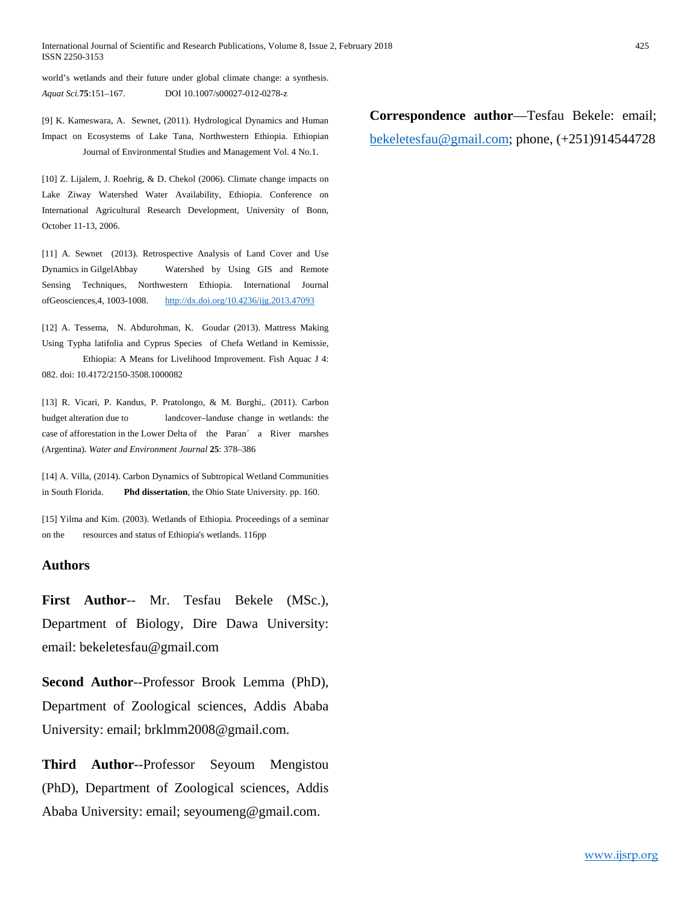world's wetlands and their future under global climate change: a synthesis. *Aquat Sci.***75**:151–167. DOI 10.1007/s00027-012-0278-z

[9] K. Kameswara, A. Sewnet, (2011). Hydrological Dynamics and Human Impact on Ecosystems of Lake Tana, Northwestern Ethiopia. Ethiopian Journal of Environmental Studies and Management Vol. 4 No.1.

[10] Z. Lijalem, J. Roehrig, & D. Chekol (2006). Climate change impacts on Lake Ziway Watershed Water Availability, Ethiopia. Conference on International Agricultural Research Development, University of Bonn, October 11-13, 2006.

[11] A. Sewnet (2013). Retrospective Analysis of Land Cover and Use Dynamics in GilgelAbbay Watershed by Using GIS and Remote Sensing Techniques, Northwestern Ethiopia. International Journal ofGeosciences,4, 1003-1008. http://dx.doi.org/10.4236/ijg.2013.47093

[12] A. Tessema, N. Abdurohman, K. Goudar (2013). Mattress Making Using Typha latifolia and Cyprus Species of Chefa Wetland in Kemissie, Ethiopia: A Means for Livelihood Improvement. Fish Aquac J 4: 082. doi: 10.4172/2150-3508.1000082

[13] R. Vicari, P. Kandus, P. Pratolongo, & M. Burghi,. (2011). Carbon budget alteration due to landcover–landuse change in wetlands: the case of afforestation in the Lower Delta of the Paran´ a River marshes (Argentina). *Water and Environment Journal* **25**: 378–386

[14] A. Villa, (2014). Carbon Dynamics of Subtropical Wetland Communities in South Florida. **Phd dissertation**, the Ohio State University. pp. 160.

[15] Yilma and Kim. (2003). Wetlands of Ethiopia. Proceedings of a seminar on the resources and status of Ethiopia's wetlands. 116pp

## Authors

**First Author**-- Mr. Tesfau Bekele (MSc.), Department of Biology, Dire Dawa University: email: bekeletesfau@gmail.com

**Second Author**--Professor Brook Lemma (PhD), Department of Zoological sciences, Addis Ababa University: email; brklmm2008@gmail.com.

**Third Author**--Professor Seyoum Mengistou (PhD), Department of Zoological sciences, Addis Ababa University: email; seyoumeng@gmail.com.

**Correspondence author**—Tesfau Bekele: email; bekeletesfau@gmail.com; phone, (+251)914544728